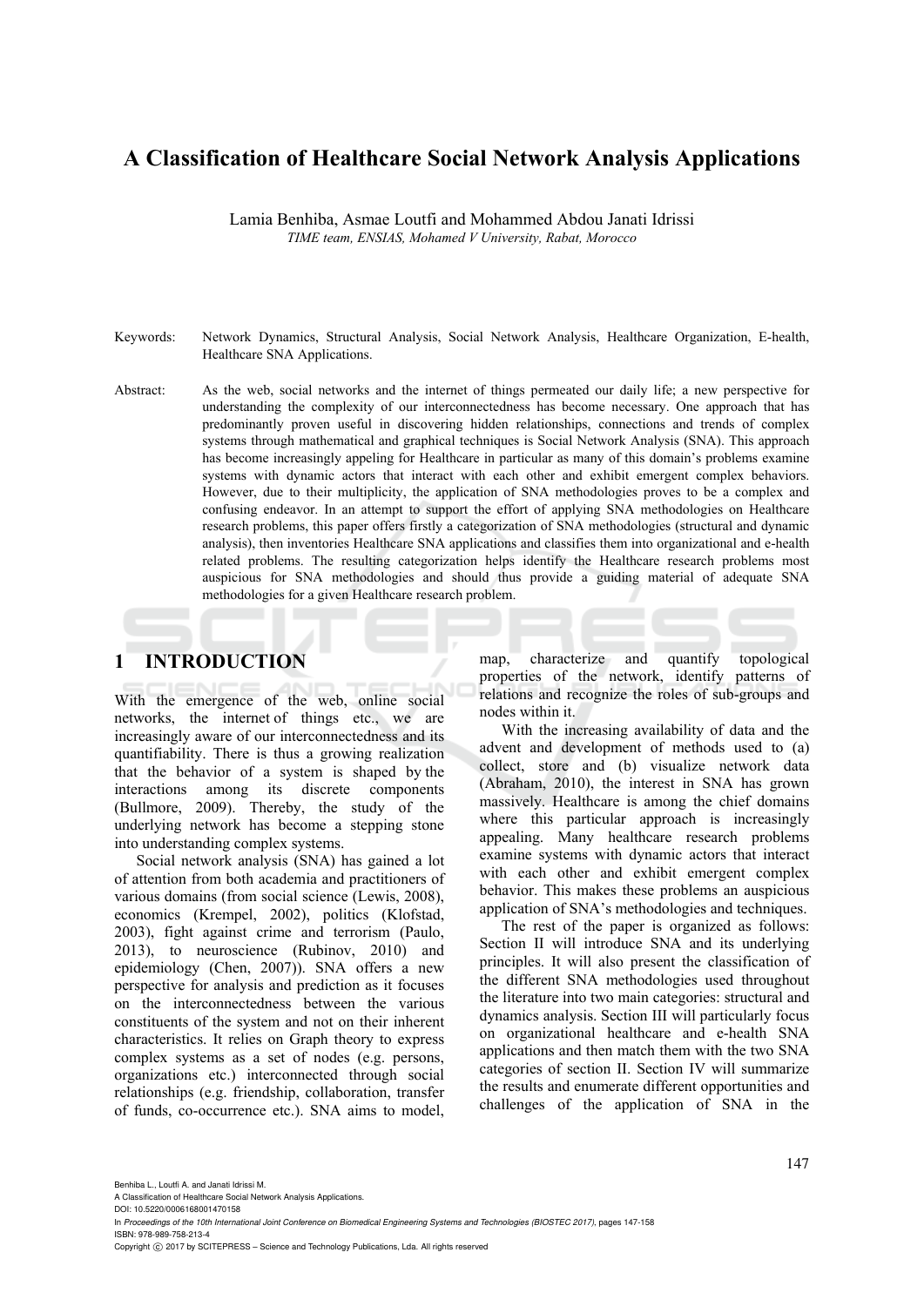# A Classification of Healthcare Social Network Analysis Applications

Lamia Benhiba, Asmae Loutfi and Mohammed Abdou Janati Idrissi

*TIME team, ENSIAS, Mohamed V University, Rabat, Morocco*

Keywords: Network Dynamics, Structural Analysis, Social Network Analysis, Healthcare Organization, E-health, Healthcare SNA Applications.

Abstract: As the web, social networks and the internet of things permeated our daily life; a new perspective for understanding the complexity of our interconnectedness has become necessary. One approach that has predominantly proven useful in discovering hidden relationships, connections and trends of complex systems through mathematical and graphical techniques is Social Network Analysis (SNA). This approach has become increasingly appeling for Healthcare in particular as many of this domain's problems examine systems with dynamic actors that interact with each other and exhibit emergent complex behaviors. However, due to their multiplicity, the application of SNA methodologies proves to be a complex and confusing endeavor. In an attempt to support the effort of applying SNA methodologies on Healthcare research problems, this paper offers firstly a categorization of SNA methodologies (structural and dynamic analysis), then inventories Healthcare SNA applications and classifies them into organizational and e-health related problems. The resulting categorization helps identify the Healthcare research problems most auspicious for SNA methodologies and should thus provide a guiding material of adequate SNA methodologies for a given Healthcare research problem.

## 1 INTRODUCTION

With the emergence of the web, online social networks, the internet of things etc., we are increasingly aware of our interconnectedness and its quantifiability. There is thus a growing realization that the behavior of a system is shaped by the interactions among its discrete components (Bullmore, 2009). Thereby, the study of the underlying network has become a stepping stone into understanding complex systems.

Social network analysis (SNA) has gained a lot of attention from both academia and practitioners of various domains (from social science (Lewis, 2008), economics (Krempel, 2002), politics (Klofstad, 2003), fight against crime and terrorism (Paulo, 2013), to neuroscience (Rubinov, 2010) and epidemiology (Chen, 2007)). SNA offers a new perspective for analysis and prediction as it focuses on the interconnectedness between the various constituents of the system and not on their inherent characteristics. It relies on Graph theory to express complex systems as a set of nodes (e.g. persons, organizations etc.) interconnected through social relationships (e.g. friendship, collaboration, transfer of funds, co-occurrence etc.). SNA aims to model, map, characterize and quantify topological properties of the network, identify patterns of relations and recognize the roles of sub-groups and nodes within it.

With the increasing availability of data and the advent and development of methods used to (a) collect, store and (b) visualize network data (Abraham, 2010), the interest in SNA has grown massively. Healthcare is among the chief domains where this particular approach is increasingly appealing. Many healthcare research problems examine systems with dynamic actors that interact with each other and exhibit emergent complex behavior. This makes these problems an auspicious application of SNA's methodologies and techniques.

The rest of the paper is organized as follows: Section II will introduce SNA and its underlying principles. It will also present the classification of the different SNA methodologies used throughout the literature into two main categories: structural and dynamics analysis. Section III will particularly focus on organizational healthcare and e-health SNA applications and then match them with the two SNA categories of section II. Section IV will summarize the results and enumerate different opportunities and challenges of the application of SNA in the

Benhiba L., Loutfi A. and Janati Idrissi M.
A Classification of Healthcare Social Network Analysis Applications.
DOI: 10.5220/0006168001470158
In *Proceedings of the 10th International Joint Conference on Biomedical Engineering Systems and Technologies (BIOSTEC 2017)*, pages 147-158
ISBN: 978-989-758-213-4
Copyright © 2017 by SCITEPRESS – Science and Technology Publications, Lda. All rights reserved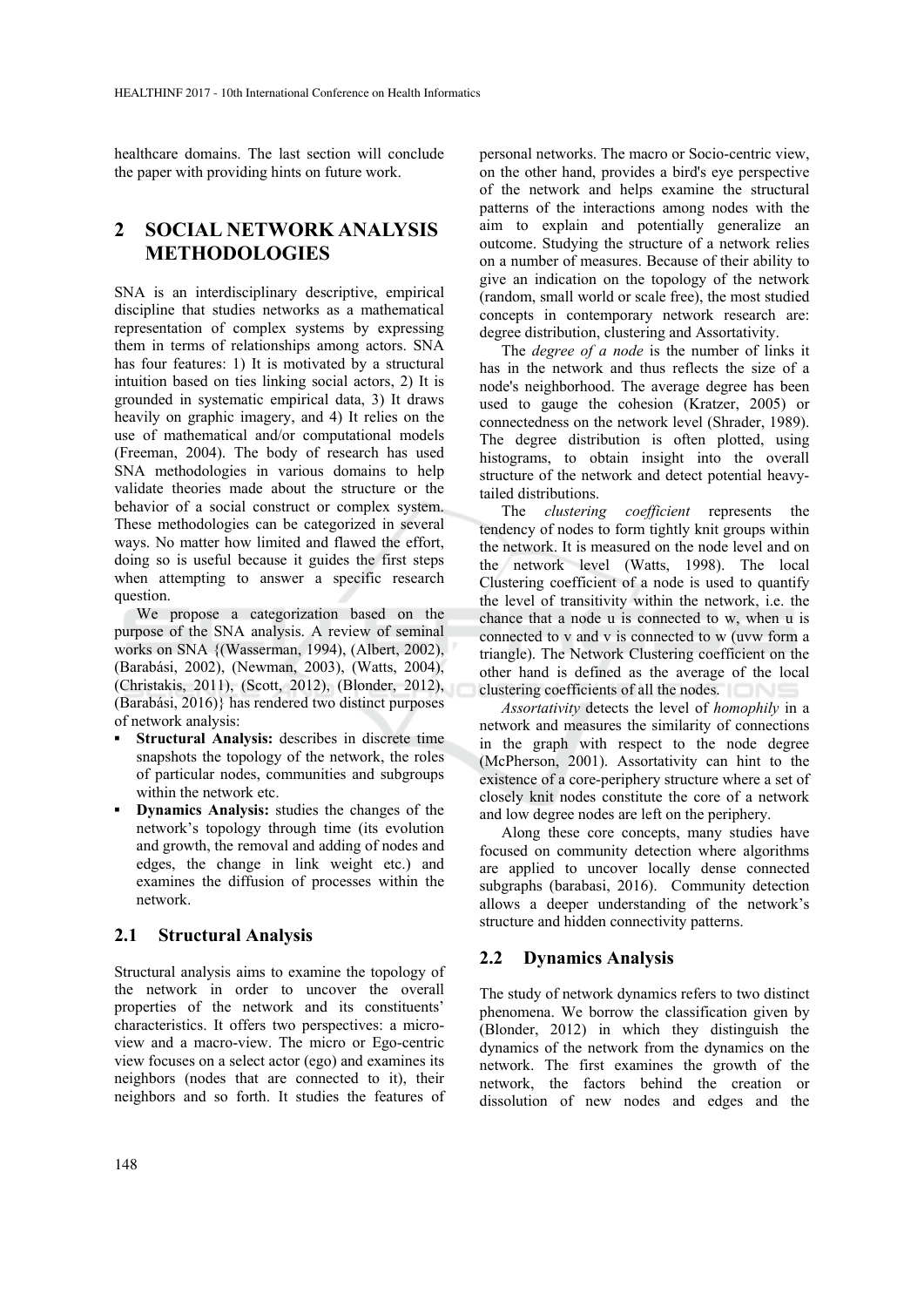healthcare domains. The last section will conclude the paper with providing hints on future work.

## 2 SOCIAL NETWORK ANALYSIS METHODOLOGIES

SNA is an interdisciplinary descriptive, empirical discipline that studies networks as a mathematical representation of complex systems by expressing them in terms of relationships among actors. SNA has four features: 1) It is motivated by a structural intuition based on ties linking social actors, 2) It is grounded in systematic empirical data, 3) It draws heavily on graphic imagery, and 4) It relies on the use of mathematical and/or computational models (Freeman, 2004). The body of research has used SNA methodologies in various domains to help validate theories made about the structure or the behavior of a social construct or complex system. These methodologies can be categorized in several ways. No matter how limited and flawed the effort, doing so is useful because it guides the first steps when attempting to answer a specific research question.

We propose a categorization based on the purpose of the SNA analysis. A review of seminal works on SNA {(Wasserman, 1994), (Albert, 2002), (Barabási, 2002), (Newman, 2003), (Watts, 2004), (Christakis, 2011), (Scott, 2012), (Blonder, 2012), (Barabási, 2016)} has rendered two distinct purposes of network analysis:

- **Structural Analysis:** describes in discrete time snapshots the topology of the network, the roles of particular nodes, communities and subgroups within the network etc.
- **Dynamics Analysis:** studies the changes of the network's topology through time (its evolution and growth, the removal and adding of nodes and edges, the change in link weight etc.) and examines the diffusion of processes within the network.

### 2.1 Structural Analysis

Structural analysis aims to examine the topology of the network in order to uncover the overall properties of the network and its constituents' characteristics. It offers two perspectives: a micro-view and a macro-view. The micro or Ego-centric view focuses on a select actor (ego) and examines its neighbors (nodes that are connected to it), their neighbors and so forth. It studies the features of personal networks. The macro or Socio-centric view, on the other hand, provides a bird's eye perspective of the network and helps examine the structural patterns of the interactions among nodes with the aim to explain and potentially generalize an outcome. Studying the structure of a network relies on a number of measures. Because of their ability to give an indication on the topology of the network (random, small world or scale free), the most studied concepts in contemporary network research are: degree distribution, clustering and Assortativity.

The *degree of a node* is the number of links it has in the network and thus reflects the size of a node's neighborhood. The average degree has been used to gauge the cohesion (Kratzer, 2005) or connectedness on the network level (Shrader, 1989). The degree distribution is often plotted, using histograms, to obtain insight into the overall structure of the network and detect potential heavy-tailed distributions.

The *clustering coefficient* represents the tendency of nodes to form tightly knit groups within the network. It is measured on the node level and on the network level (Watts, 1998). The local Clustering coefficient of a node is used to quantify the level of transitivity within the network, i.e. the chance that a node u is connected to w, when u is connected to v and v is connected to w (uvw form a triangle). The Network Clustering coefficient on the other hand is defined as the average of the local clustering coefficients of all the nodes.

*Assortativity* detects the level of *homophily* in a network and measures the similarity of connections in the graph with respect to the node degree (McPherson, 2001). Assortativity can hint to the existence of a core-periphery structure where a set of closely knit nodes constitute the core of a network and low degree nodes are left on the periphery.

Along these core concepts, many studies have focused on community detection where algorithms are applied to uncover locally dense connected subgraphs (barabasi, 2016). Community detection allows a deeper understanding of the network's structure and hidden connectivity patterns.

### 2.2 Dynamics Analysis

The study of network dynamics refers to two distinct phenomena. We borrow the classification given by (Blonder, 2012) in which they distinguish the dynamics of the network from the dynamics on the network. The first examines the growth of the network, the factors behind the creation or dissolution of new nodes and edges and the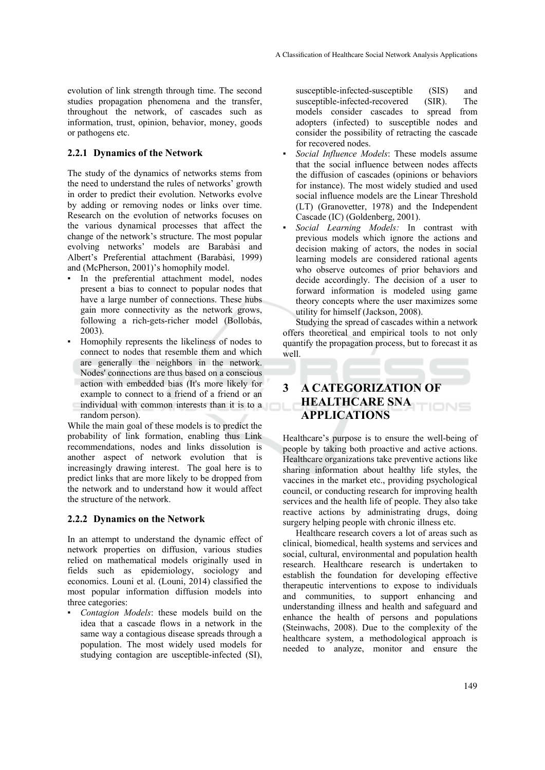evolution of link strength through time. The second studies propagation phenomena and the transfer, throughout the network, of cascades such as information, trust, opinion, behavior, money, goods or pathogens etc.

### 2.2.1 Dynamics of the Network

The study of the dynamics of networks stems from the need to understand the rules of networks' growth in order to predict their evolution. Networks evolve by adding or removing nodes or links over time. Research on the evolution of networks focuses on the various dynamical processes that affect the change of the network's structure. The most popular evolving networks' models are Barabàsi and Albert's Preferential attachment (Barabàsi, 1999) and (McPherson, 2001)'s homophily model.

- In the preferential attachment model, nodes present a bias to connect to popular nodes that have a large number of connections. These hubs gain more connectivity as the network grows, following a rich-gets-richer model (Bollobás, 2003).
- Homophily represents the likeliness of nodes to connect to nodes that resemble them and which are generally the neighbors in the network. Nodes' connections are thus based on a conscious action with embedded bias (It's more likely for example to connect to a friend of a friend or an individual with common interests than it is to a random person).

While the main goal of these models is to predict the probability of link formation, enabling thus Link recommendations, nodes and links dissolution is another aspect of network evolution that is increasingly drawing interest. The goal here is to predict links that are more likely to be dropped from the network and to understand how it would affect the structure of the network.

### 2.2.2 Dynamics on the Network

In an attempt to understand the dynamic effect of network properties on diffusion, various studies relied on mathematical models originally used in fields such as epidemiology, sociology and economics. Louni et al. (Louni, 2014) classified the most popular information diffusion models into three categories:

- *Contagion Models*: these models build on the idea that a cascade flows in a network in the same way a contagious disease spreads through a population. The most widely used models for studying contagion are usceptible-infected (SI), susceptible-infected-susceptible (SIS) and susceptible-infected-recovered (SIR). The models consider cascades to spread from adopters (infected) to susceptible nodes and consider the possibility of retracting the cascade for recovered nodes.
- *Social Influence Models*: These models assume that the social influence between nodes affects the diffusion of cascades (opinions or behaviors for instance). The most widely studied and used social influence models are the Linear Threshold (LT) (Granovetter, 1978) and the Independent Cascade (IC) (Goldenberg, 2001).
- *Social Learning Models:* In contrast with previous models which ignore the actions and decision making of actors, the nodes in social learning models are considered rational agents who observe outcomes of prior behaviors and decide accordingly. The decision of a user to forward information is modeled using game theory concepts where the user maximizes some utility for himself (Jackson, 2008).

Studying the spread of cascades within a network offers theoretical and empirical tools to not only quantify the propagation process, but to forecast it as well.

## 3 A CATEGORIZATION OF HEALTHCARE SNA APPLICATIONS

Healthcare's purpose is to ensure the well-being of people by taking both proactive and active actions. Healthcare organizations take preventive actions like sharing information about healthy life styles, the vaccines in the market etc., providing psychological council, or conducting research for improving health services and the health life of people. They also take reactive actions by administrating drugs, doing surgery helping people with chronic illness etc.

Healthcare research covers a lot of areas such as clinical, biomedical, health systems and services and social, cultural, environmental and population health research. Healthcare research is undertaken to establish the foundation for developing effective therapeutic interventions to expose to individuals and communities, to support enhancing and understanding illness and health and safeguard and enhance the health of persons and populations (Steinwachs, 2008). Due to the complexity of the healthcare system, a methodological approach is needed to analyze, monitor and ensure the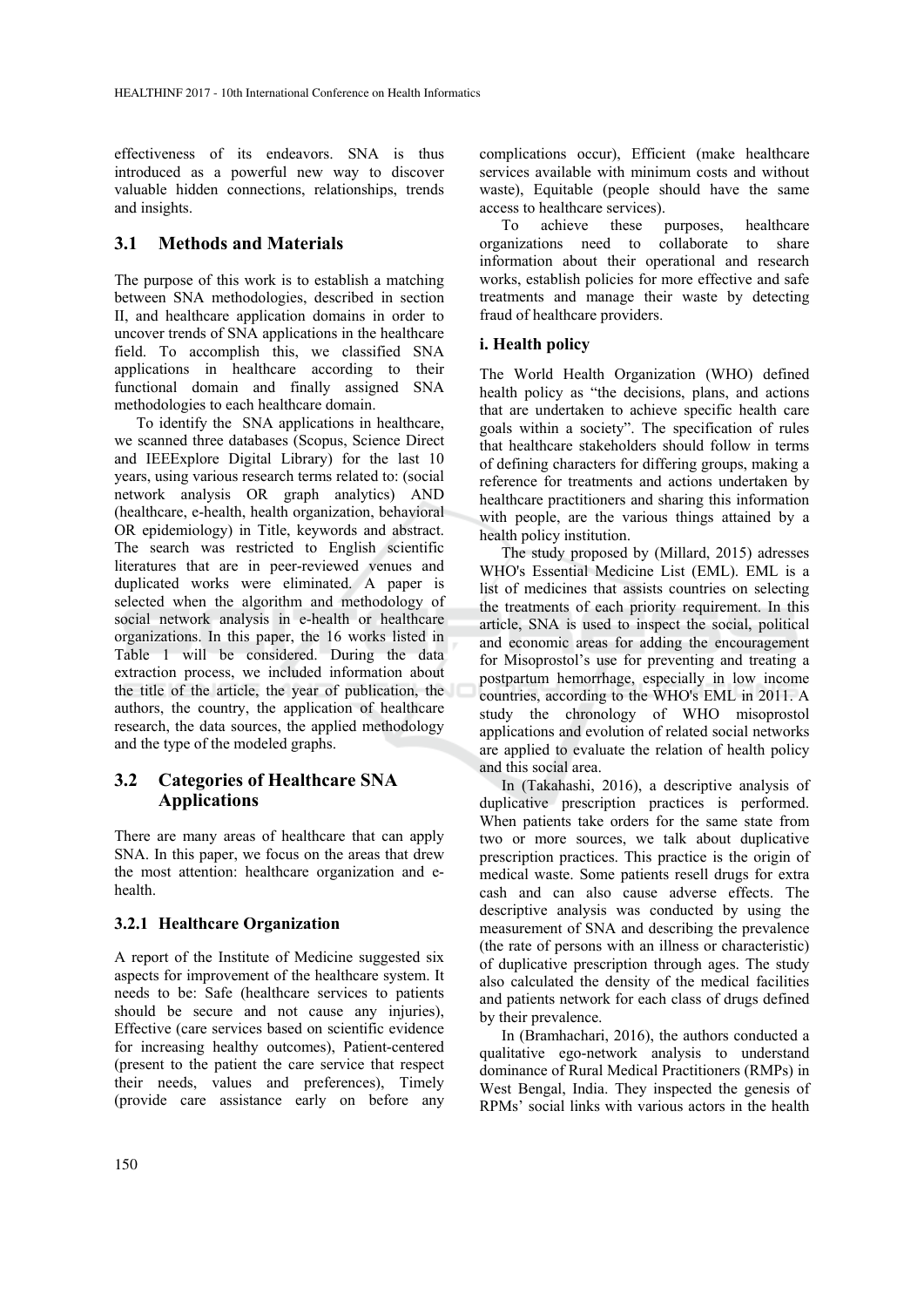effectiveness of its endeavors. SNA is thus introduced as a powerful new way to discover valuable hidden connections, relationships, trends and insights.

## 3.1 Methods and Materials

The purpose of this work is to establish a matching between SNA methodologies, described in section II, and healthcare application domains in order to uncover trends of SNA applications in the healthcare field. To accomplish this, we classified SNA applications in healthcare according to their functional domain and finally assigned SNA methodologies to each healthcare domain.

To identify the SNA applications in healthcare, we scanned three databases (Scopus, Science Direct and IEEExplore Digital Library) for the last 10 years, using various research terms related to: (social network analysis OR graph analytics) AND (healthcare, e-health, health organization, behavioral OR epidemiology) in Title, keywords and abstract. The search was restricted to English scientific literatures that are in peer-reviewed venues and duplicated works were eliminated. A paper is selected when the algorithm and methodology of social network analysis in e-health or healthcare organizations. In this paper, the 16 works listed in Table 1 will be considered. During the data extraction process, we included information about the title of the article, the year of publication, the authors, the country, the application of healthcare research, the data sources, the applied methodology and the type of the modeled graphs.

## 3.2 Categories of Healthcare SNA Applications

There are many areas of healthcare that can apply SNA. In this paper, we focus on the areas that drew the most attention: healthcare organization and e-health.

### 3.2.1 Healthcare Organization

A report of the Institute of Medicine suggested six aspects for improvement of the healthcare system. It needs to be: Safe (healthcare services to patients should be secure and not cause any injuries), Effective (care services based on scientific evidence for increasing healthy outcomes), Patient-centered (present to the patient the care service that respect their needs, values and preferences), Timely (provide care assistance early on before any complications occur), Efficient (make healthcare services available with minimum costs and without waste), Equitable (people should have the same access to healthcare services).

To achieve these purposes, healthcare organizations need to collaborate to share information about their operational and research works, establish policies for more effective and safe treatments and manage their waste by detecting fraud of healthcare providers.

**i. Health policy**

The World Health Organization (WHO) defined health policy as "the decisions, plans, and actions that are undertaken to achieve specific health care goals within a society". The specification of rules that healthcare stakeholders should follow in terms of defining characters for differing groups, making a reference for treatments and actions undertaken by healthcare practitioners and sharing this information with people, are the various things attained by a health policy institution.

The study proposed by (Millard, 2015) adresses WHO's Essential Medicine List (EML). EML is a list of medicines that assists countries on selecting the treatments of each priority requirement. In this article, SNA is used to inspect the social, political and economic areas for adding the encouragement for Misoprostol's use for preventing and treating a postpartum hemorrhage, especially in low income countries, according to the WHO's EML in 2011. A study the chronology of WHO misoprostol applications and evolution of related social networks are applied to evaluate the relation of health policy and this social area.

In (Takahashi, 2016), a descriptive analysis of duplicative prescription practices is performed. When patients take orders for the same state from two or more sources, we talk about duplicative prescription practices. This practice is the origin of medical waste. Some patients resell drugs for extra cash and can also cause adverse effects. The descriptive analysis was conducted by using the measurement of SNA and describing the prevalence (the rate of persons with an illness or characteristic) of duplicative prescription through ages. The study also calculated the density of the medical facilities and patients network for each class of drugs defined by their prevalence.

In (Bramhachari, 2016), the authors conducted a qualitative ego-network analysis to understand dominance of Rural Medical Practitioners (RMPs) in West Bengal, India. They inspected the genesis of RPMs' social links with various actors in the health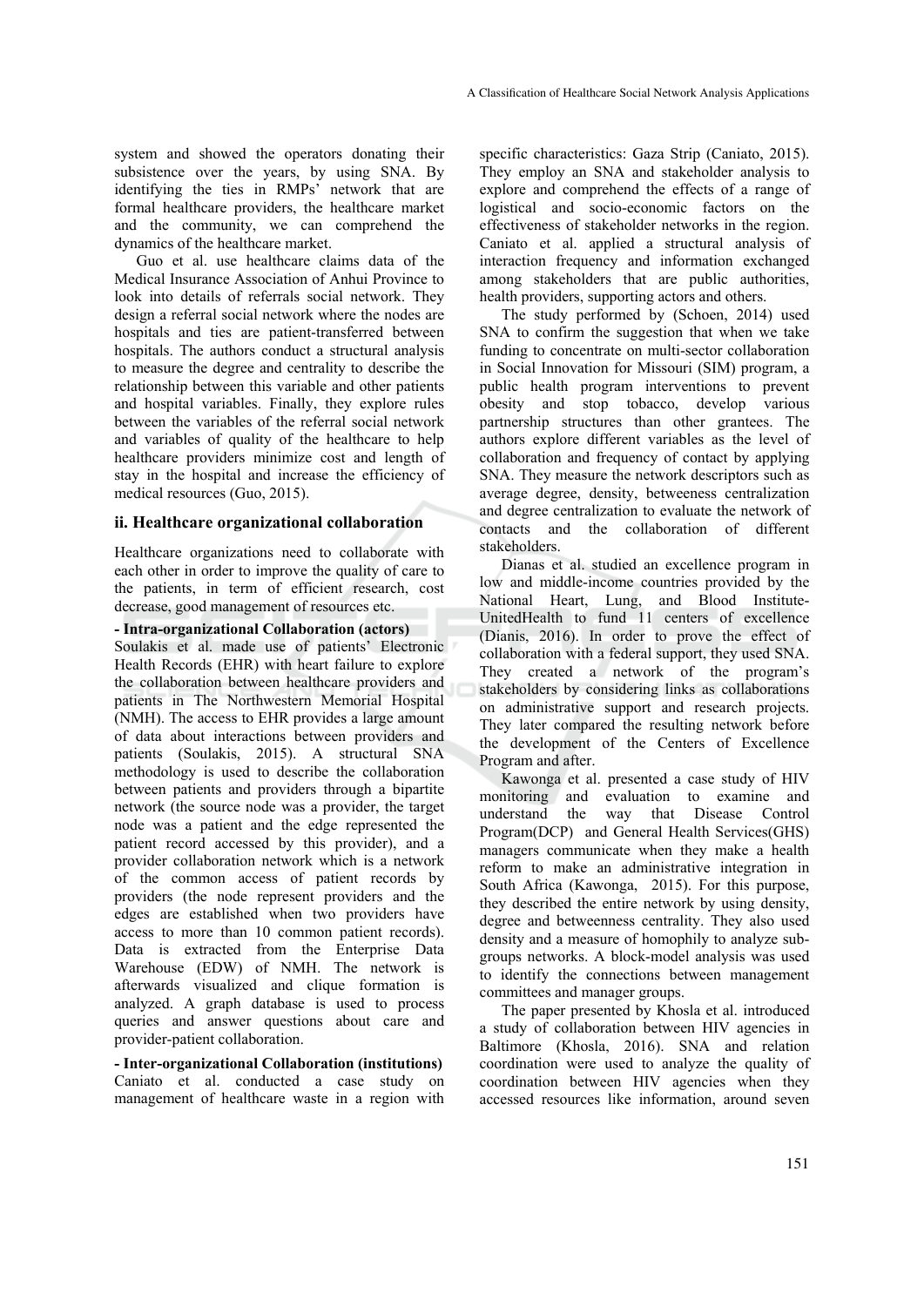system and showed the operators donating their subsistence over the years, by using SNA. By identifying the ties in RMPs' network that are formal healthcare providers, the healthcare market and the community, we can comprehend the dynamics of the healthcare market.

Guo et al. use healthcare claims data of the Medical Insurance Association of Anhui Province to look into details of referrals social network. They design a referral social network where the nodes are hospitals and ties are patient-transferred between hospitals. The authors conduct a structural analysis to measure the degree and centrality to describe the relationship between this variable and other patients and hospital variables. Finally, they explore rules between the variables of the referral social network and variables of quality of the healthcare to help healthcare providers minimize cost and length of stay in the hospital and increase the efficiency of medical resources (Guo, 2015).

### ii. Healthcare organizational collaboration

Healthcare organizations need to collaborate with each other in order to improve the quality of care to the patients, in term of efficient research, cost decrease, good management of resources etc.

**- Intra-organizational Collaboration (actors)**

Soulakis et al. made use of patients' Electronic Health Records (EHR) with heart failure to explore the collaboration between healthcare providers and patients in The Northwestern Memorial Hospital (NMH). The access to EHR provides a large amount of data about interactions between providers and patients (Soulakis, 2015). A structural SNA methodology is used to describe the collaboration between patients and providers through a bipartite network (the source node was a provider, the target node was a patient and the edge represented the patient record accessed by this provider), and a provider collaboration network which is a network of the common access of patient records by providers (the node represent providers and the edges are established when two providers have access to more than 10 common patient records). Data is extracted from the Enterprise Data Warehouse (EDW) of NMH. The network is afterwards visualized and clique formation is analyzed. A graph database is used to process queries and answer questions about care and provider-patient collaboration.

**- Inter-organizational Collaboration (institutions)**

Caniato et al. conducted a case study on management of healthcare waste in a region with specific characteristics: Gaza Strip (Caniato, 2015). They employ an SNA and stakeholder analysis to explore and comprehend the effects of a range of logistical and socio-economic factors on the effectiveness of stakeholder networks in the region. Caniato et al. applied a structural analysis of interaction frequency and information exchanged among stakeholders that are public authorities, health providers, supporting actors and others.

The study performed by (Schoen, 2014) used SNA to confirm the suggestion that when we take funding to concentrate on multi-sector collaboration in Social Innovation for Missouri (SIM) program, a public health program interventions to prevent obesity and stop tobacco, develop various partnership structures than other grantees. The authors explore different variables as the level of collaboration and frequency of contact by applying SNA. They measure the network descriptors such as average degree, density, betweeness centralization and degree centralization to evaluate the network of contacts and the collaboration of different stakeholders.

Dianas et al. studied an excellence program in low and middle-income countries provided by the National Heart, Lung, and Blood Institute-UnitedHealth to fund 11 centers of excellence (Dianis, 2016). In order to prove the effect of collaboration with a federal support, they used SNA. They created a network of the program's stakeholders by considering links as collaborations on administrative support and research projects. They later compared the resulting network before the development of the Centers of Excellence Program and after.

Kawonga et al. presented a case study of HIV monitoring and evaluation to examine and understand the way that Disease Control Program(DCP) and General Health Services(GHS) managers communicate when they make a health reform to make an administrative integration in South Africa (Kawonga, 2015). For this purpose, they described the entire network by using density, degree and betweenness centrality. They also used density and a measure of homophily to analyze sub-groups networks. A block-model analysis was used to identify the connections between management committees and manager groups.

The paper presented by Khosla et al. introduced a study of collaboration between HIV agencies in Baltimore (Khosla, 2016). SNA and relation coordination were used to analyze the quality of coordination between HIV agencies when they accessed resources like information, around seven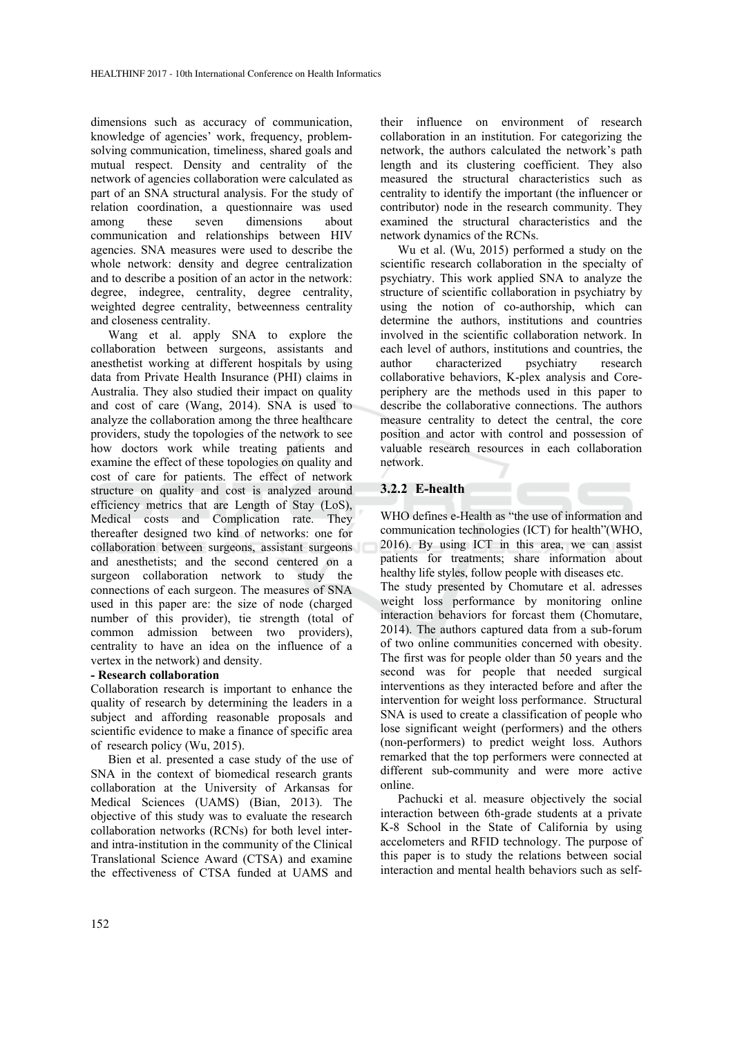dimensions such as accuracy of communication, knowledge of agencies' work, frequency, problem-solving communication, timeliness, shared goals and mutual respect. Density and centrality of the network of agencies collaboration were calculated as part of an SNA structural analysis. For the study of relation coordination, a questionnaire was used among these seven dimensions about communication and relationships between HIV agencies. SNA measures were used to describe the whole network: density and degree centralization and to describe a position of an actor in the network: degree, indegree, centrality, degree centrality, weighted degree centrality, betweenness centrality and closeness centrality.

Wang et al. apply SNA to explore the collaboration between surgeons, assistants and anesthetist working at different hospitals by using data from Private Health Insurance (PHI) claims in Australia. They also studied their impact on quality and cost of care (Wang, 2014). SNA is used to analyze the collaboration among the three healthcare providers, study the topologies of the network to see how doctors work while treating patients and examine the effect of these topologies on quality and cost of care for patients. The effect of network structure on quality and cost is analyzed around efficiency metrics that are Length of Stay (LoS), Medical costs and Complication rate. They thereafter designed two kind of networks: one for collaboration between surgeons, assistant surgeons and anesthetists; and the second centered on a surgeon collaboration network to study the connections of each surgeon. The measures of SNA used in this paper are: the size of node (charged number of this provider), tie strength (total of common admission between two providers), centrality to have an idea on the influence of a vertex in the network) and density.

**- Research collaboration**

Collaboration research is important to enhance the quality of research by determining the leaders in a subject and affording reasonable proposals and scientific evidence to make a finance of specific area of research policy (Wu, 2015).

Bien et al. presented a case study of the use of SNA in the context of biomedical research grants collaboration at the University of Arkansas for Medical Sciences (UAMS) (Bian, 2013). The objective of this study was to evaluate the research collaboration networks (RCNs) for both level inter- and intra-institution in the community of the Clinical Translational Science Award (CTSA) and examine the effectiveness of CTSA funded at UAMS and their influence on environment of research collaboration in an institution. For categorizing the network, the authors calculated the network's path length and its clustering coefficient. They also measured the structural characteristics such as centrality to identify the important (the influencer or contributor) node in the research community. They examined the structural characteristics and the network dynamics of the RCNs.

Wu et al. (Wu, 2015) performed a study on the scientific research collaboration in the specialty of psychiatry. This work applied SNA to analyze the structure of scientific collaboration in psychiatry by using the notion of co-authorship, which can determine the authors, institutions and countries involved in the scientific collaboration network. In each level of authors, institutions and countries, the author characterized psychiatry research collaborative behaviors, K-plex analysis and Core-periphery are the methods used in this paper to describe the collaborative connections. The authors measure centrality to detect the central, the core position and actor with control and possession of valuable research resources in each collaboration network.

### 3.2.2 E-health

WHO defines e-Health as "the use of information and communication technologies (ICT) for health"(WHO, 2016). By using ICT in this area, we can assist patients for treatments; share information about healthy life styles, follow people with diseases etc.

The study presented by Chomutare et al. adresses weight loss performance by monitoring online interaction behaviors for forcast them (Chomutare, 2014). The authors captured data from a sub-forum of two online communities concerned with obesity. The first was for people older than 50 years and the second was for people that needed surgical interventions as they interacted before and after the intervention for weight loss performance. Structural SNA is used to create a classification of people who lose significant weight (performers) and the others (non-performers) to predict weight loss. Authors remarked that the top performers were connected at different sub-community and were more active online.

Pachucki et al. measure objectively the social interaction between 6th-grade students at a private K-8 School in the State of California by using accelometers and RFID technology. The purpose of this paper is to study the relations between social interaction and mental health behaviors such as self-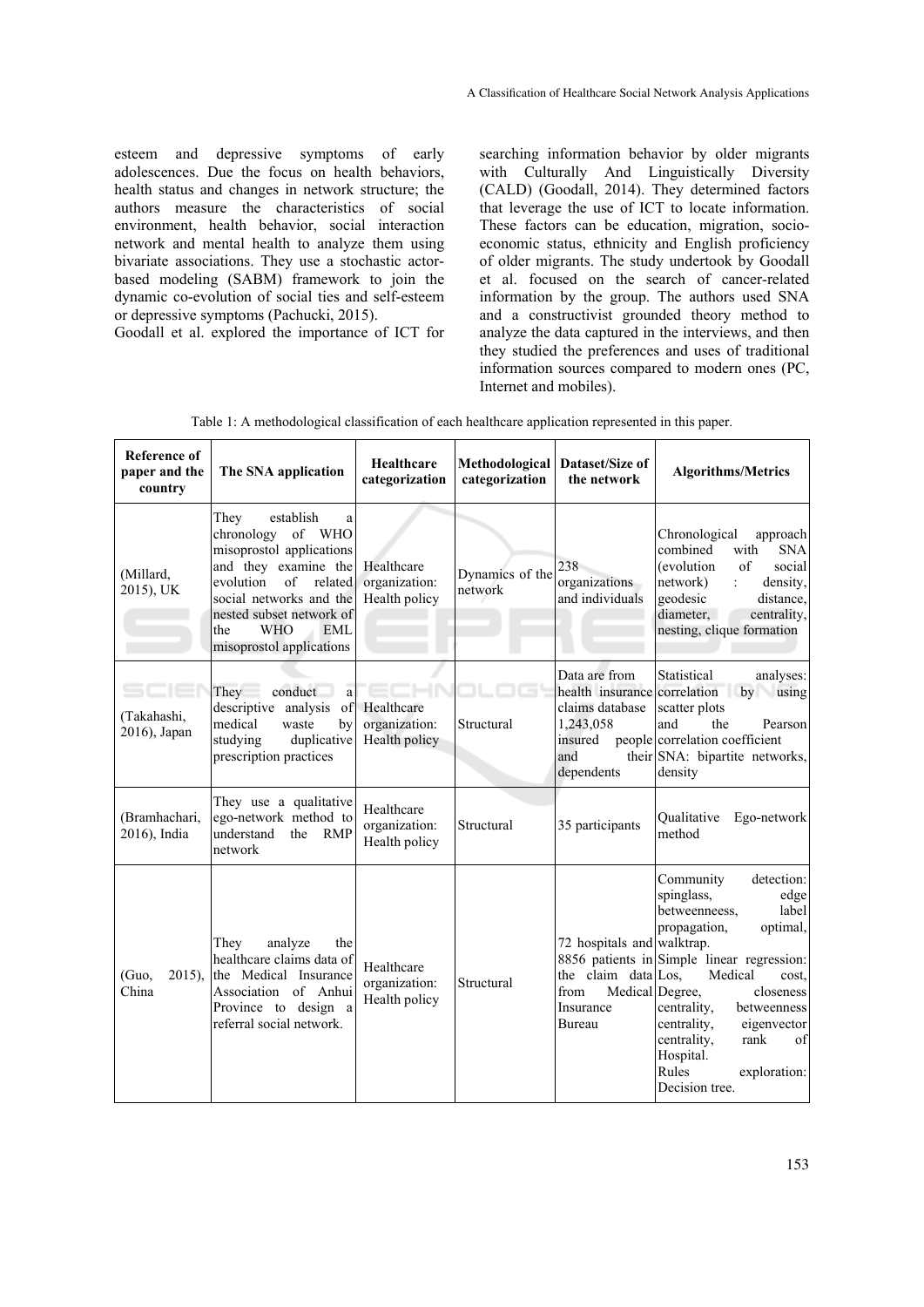esteem and depressive symptoms of early adolescences. Due the focus on health behaviors, health status and changes in network structure; the authors measure the characteristics of social environment, health behavior, social interaction network and mental health to analyze them using bivariate associations. They use a stochastic actor-based modeling (SABM) framework to join the dynamic co-evolution of social ties and self-esteem or depressive symptoms (Pachucki, 2015).

Goodall et al. explored the importance of ICT for searching information behavior by older migrants with Culturally And Linguistically Diversity (CALD) (Goodall, 2014). They determined factors that leverage the use of ICT to locate information. These factors can be education, migration, socio-economic status, ethnicity and English proficiency of older migrants. The study undertook by Goodall et al. focused on the search of cancer-related information by the group. The authors used SNA and a constructivist grounded theory method to analyze the data captured in the interviews, and then they studied the preferences and uses of traditional information sources compared to modern ones (PC, Internet and mobiles).

Table 1: A methodological classification of each healthcare application represented in this paper.

| Reference of paper and the country | The SNA application | Healthcare categorization | Methodological categorization | Dataset/Size of the network | Algorithms/Metrics |
|---|---|---|---|---|---|
| (Millard, 2015), UK | They establish a chronology of WHO misoprostol applications and they examine the evolution of related social networks and the nested subset network of the WHO EML misoprostol applications | Healthcare organization: Health policy | Dynamics of the network | 238 organizations and individuals | Chronological approach combined with SNA (evolution of social network) : density, geodesic distance, diameter, centrality, nesting, clique formation |
| (Takahashi, 2016), Japan | They conduct a descriptive analysis of medical waste by studying duplicative prescription practices | Healthcare organization: Health policy | Structural | Data are from health insurance claims database 1,243,058 insured people and their dependents | Statistical analyses: correlation by using scatter plots and the Pearson correlation coefficient<br>SNA: bipartite networks, density |
| (Bramhachari, 2016), India | They use a qualitative ego-network method to understand the RMP network | Healthcare organization: Health policy | Structural | 35 participants | Qualitative Ego-network method |
| (Guo, 2015), China | They analyze the healthcare claims data of the Medical Insurance Association of Anhui Province to design a referral social network. | Healthcare organization: Health policy | Structural | 72 hospitals and 8856 patients in the claim data from Medical Insurance Bureau | Community detection: spinglass, edge betweenneess, label propagation, optimal, walktrap.<br>Simple linear regression: Los, Medical cost, Degree, closeness centrality, betweenness centrality, eigenvector centrality, rank of Hospital.<br>Rules exploration: Decision tree. |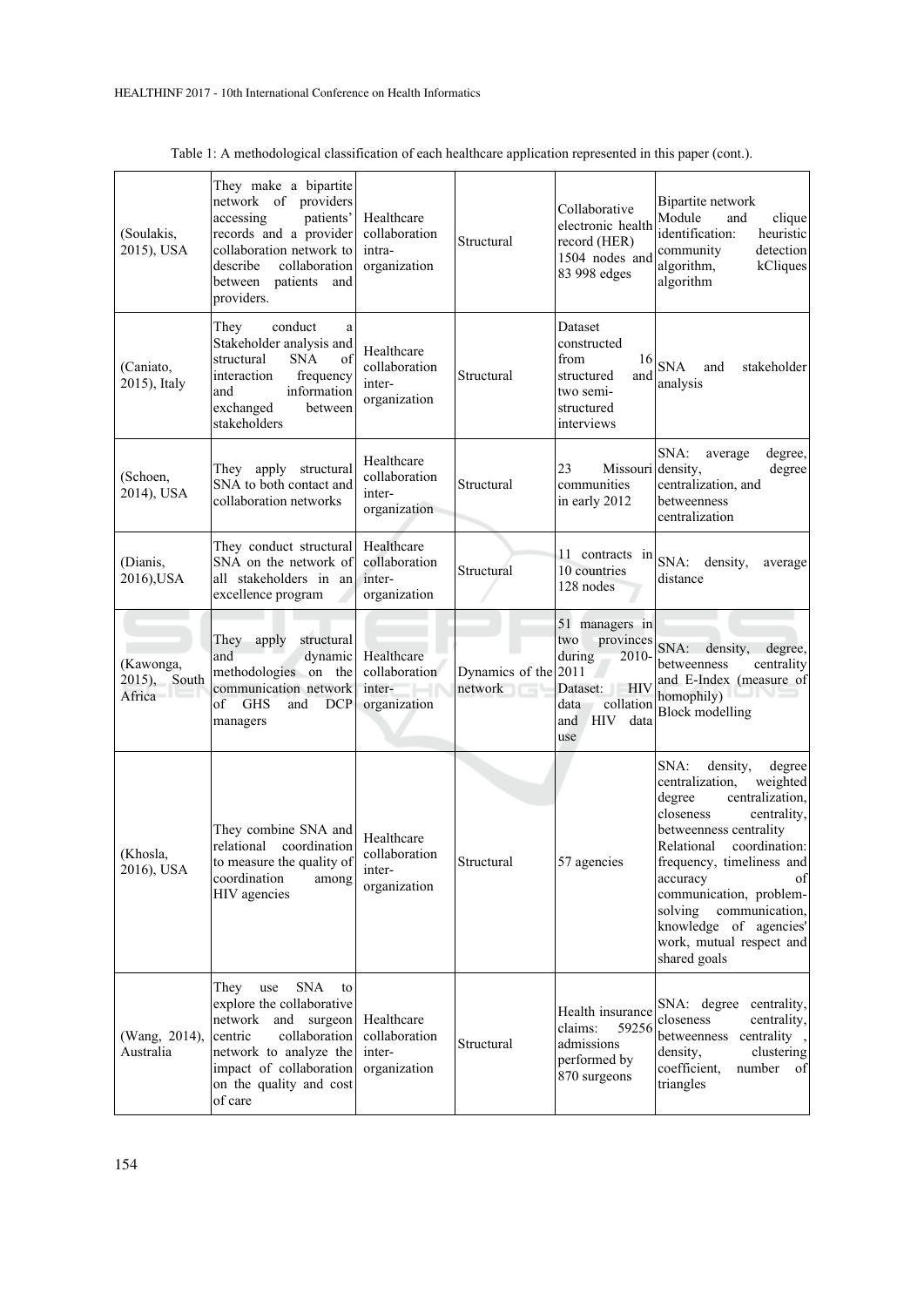Table 1: A methodological classification of each healthcare application represented in this paper (cont.).

| | | | | | |
|---|---|---|---|---|---|
| (Soulakis, 2015), USA | They make a bipartite network of providers accessing patients' records and a provider collaboration network to describe collaboration between patients and providers. | Healthcare collaboration intra-organization | Structural | Collaborative electronic health record (HER) 1504 nodes and 83 998 edges | Bipartite network Module and clique identification: heuristic community detection algorithm, kCliques algorithm |
| (Caniato, 2015), Italy | They conduct a Stakeholder analysis and structural SNA of interaction frequency and information exchanged between stakeholders | Healthcare collaboration inter-organization | Structural | Dataset constructed from 16 structured and two semi-structured interviews | SNA and stakeholder analysis |
| (Schoen, 2014), USA | They apply structural SNA to both contact and collaboration networks | Healthcare collaboration inter-organization | Structural | 23 Missouri communities in early 2012 | SNA: average degree, density, degree centralization, and betweenness centralization |
| (Dianis, 2016),USA | They conduct structural SNA on the network of all stakeholders in an excellence program | Healthcare collaboration inter-organization | Structural | 11 contracts in 10 countries 128 nodes | SNA: density, average distance |
| (Kawonga, 2015), South Africa | They apply structural and dynamic methodologies on the communication network of GHS and DCP managers | Healthcare collaboration inter-organization | Dynamics of the network | 51 managers in two provinces during 2010-2011 Dataset: HIV data collation and HIV data use | SNA: density, degree, betweenness centrality and E-Index (measure of homophily) Block modelling |
| (Khosla, 2016), USA | They combine SNA and relational coordination to measure the quality of coordination among HIV agencies | Healthcare collaboration inter-organization | Structural | 57 agencies | SNA: density, degree centralization, weighted degree centralization, closeness centrality, betweenness centrality Relational coordination: frequency, timeliness and accuracy of communication, problem-solving communication, knowledge of agencies' work, mutual respect and shared goals |
| (Wang, 2014), Australia | They use SNA to explore the collaborative network and surgeon centric collaboration network to analyze the impact of collaboration on the quality and cost of care | Healthcare collaboration inter-organization | Structural | Health insurance claims: 59256 admissions performed by 870 surgeons | SNA: degree centrality, closeness centrality, betweenness centrality , density, clustering coefficient, number of triangles |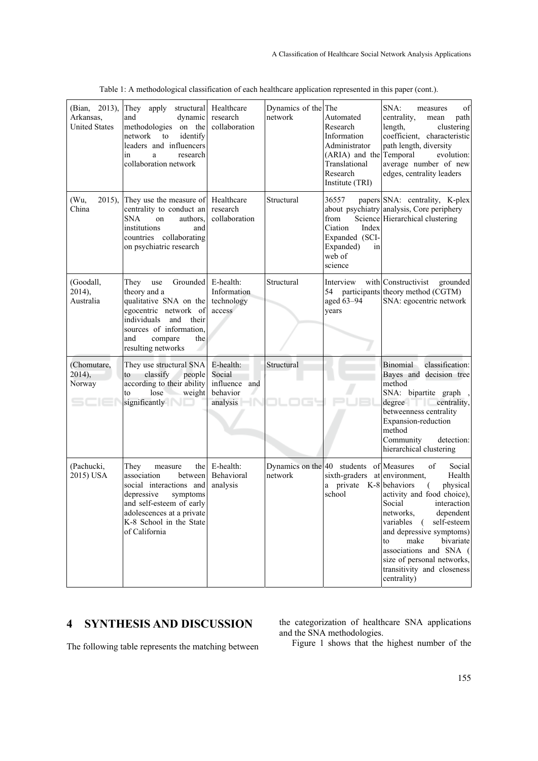Table 1: A methodological classification of each healthcare application represented in this paper (cont.).

| | | | | | |
|---|---|---|---|---|---|
| (Bian, 2013), Arkansas, United States | They apply structural and dynamic methodologies on the network to identify leaders and influencers in a research collaboration network | Healthcare research collaboration | Dynamics of the network | The Automated Research Information Administrator (ARIA) and the Translational Research Institute (TRI) | SNA: measures of centrality, mean path length, clustering coefficient, characteristic path length, diversity Temporal evolution: average number of new edges, centrality leaders |
| (Wu, 2015), China | They use the measure of centrality to conduct an SNA on authors, institutions and countries collaborating on psychiatric research | Healthcare research collaboration | Structural | 36557 papers about psychiatry from Science Citation Index Expanded (SCI-Expanded) in web of science | SNA: centrality, K-plex analysis, Core periphery Hierarchical clustering |
| (Goodall, 2014), Australia | They use Grounded theory and a qualitative SNA on the egocentric network of individuals and their sources of information, and compare the resulting networks | E-health: Information technology access | Structural | Interview with 54 participants aged 63–94 years | Constructivist grounded theory method (CGTM) SNA: egocentric network |
| (Chomutare, 2014), Norway | They use structural SNA to classify people according to their ability to lose weight significantly | E-health: Social influence and behavior analysis | Structural | | Binomial classification: Bayes and decision tree method SNA: bipartite graph , degree centrality, betweenness centrality Expansion-reduction method Community detection: hierarchical clustering |
| (Pachucki, 2015) USA | They measure the association between social interactions and depressive symptoms and self-esteem of early adolescences at a private K-8 School in the State of California | E-health: Behavioral analysis | Dynamics on the network | 40 students of sixth-graders at a private K-8 school | Measures of Social environment, Health behaviors ( physical activity and food choice), Social interaction networks, dependent variables ( self-esteem and depressive symptoms) to make bivariate associations and SNA ( size of personal networks, transitivity and closeness centrality) |

## 4 SYNTHESIS AND DISCUSSION

The following table represents the matching between the categorization of healthcare SNA applications and the SNA methodologies.

Figure 1 shows that the highest number of the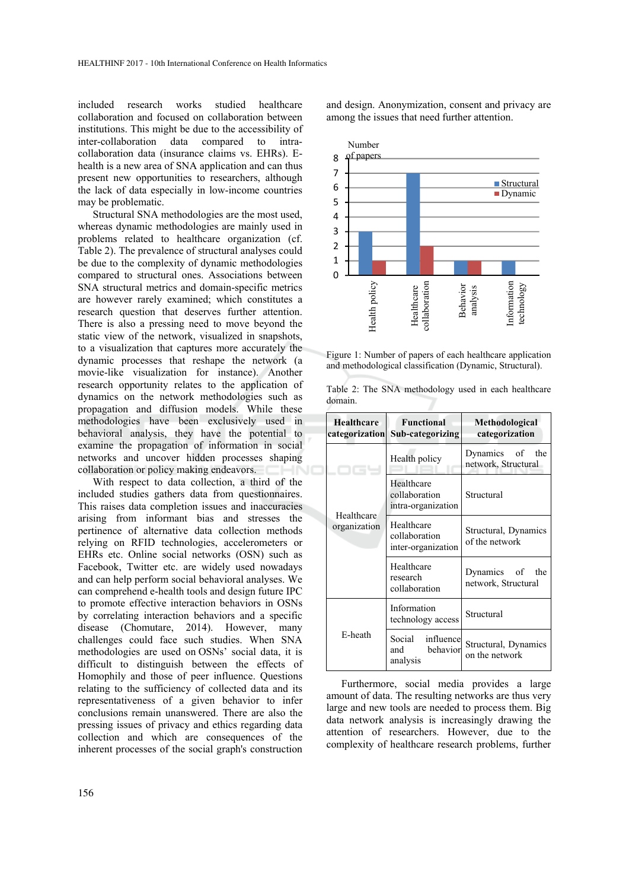included research works studied healthcare collaboration and focused on collaboration between institutions. This might be due to the accessibility of inter-collaboration data compared to intra-collaboration data (insurance claims vs. EHRs). E-health is a new area of SNA application and can thus present new opportunities to researchers, although the lack of data especially in low-income countries may be problematic.

Structural SNA methodologies are the most used, whereas dynamic methodologies are mainly used in problems related to healthcare organization (cf. Table 2). The prevalence of structural analyses could be due to the complexity of dynamic methodologies compared to structural ones. Associations between SNA structural metrics and domain-specific metrics are however rarely examined; which constitutes a research question that deserves further attention. There is also a pressing need to move beyond the static view of the network, visualized in snapshots, to a visualization that captures more accurately the dynamic processes that reshape the network (a movie-like visualization for instance). Another research opportunity relates to the application of dynamics on the network methodologies such as propagation and diffusion models. While these methodologies have been exclusively used in behavioral analysis, they have the potential to examine the propagation of information in social networks and uncover hidden processes shaping collaboration or policy making endeavors.

With respect to data collection, a third of the included studies gathers data from questionnaires. This raises data completion issues and inaccuracies arising from informant bias and stresses the pertinence of alternative data collection methods relying on RFID technologies, accelerometers or EHRs etc. Online social networks (OSN) such as Facebook, Twitter etc. are widely used nowadays and can help perform social behavioral analyses. We can comprehend e-health tools and design future IPC to promote effective interaction behaviors in OSNs by correlating interaction behaviors and a specific disease (Chomutare, 2014). However, many challenges could face such studies. When SNA methodologies are used on OSNs' social data, it is difficult to distinguish between the effects of Homophily and those of peer influence. Questions relating to the sufficiency of collected data and its representativeness of a given behavior to infer conclusions remain unanswered. There are also the pressing issues of privacy and ethics regarding data collection and which are consequences of the inherent processes of the social graph's construction and design. Anonymization, consent and privacy are among the issues that need further attention.

| Number of papers | Structural | Dynamic |
|---|---|---|
| Health policy | 3 | 1 |
| Healthcare collaboration | 7 | 2 |
| Behavior analysis | 1 | 1 |
| Information technology | 1 | 0 |

Figure 1: Number of papers of each healthcare application and methodological classification (Dynamic, Structural).

Table 2: The SNA methodology used in each healthcare domain.

| Healthcare categorization | Functional Sub-categorizing | Methodological categorization |
|---|---|---|
| Healthcare organization | Health policy | Dynamics of the network, Structural |
| | Healthcare collaboration intra-organization | Structural |
| | Healthcare collaboration inter-organization | Structural, Dynamics of the network |
| | Healthcare research collaboration | Dynamics of the network, Structural |
| E-heath | Information technology access | Structural |
| | Social influence and behavior analysis | Structural, Dynamics on the network |

Furthermore, social media provides a large amount of data. The resulting networks are thus very large and new tools are needed to process them. Big data network analysis is increasingly drawing the attention of researchers. However, due to the complexity of healthcare research problems, further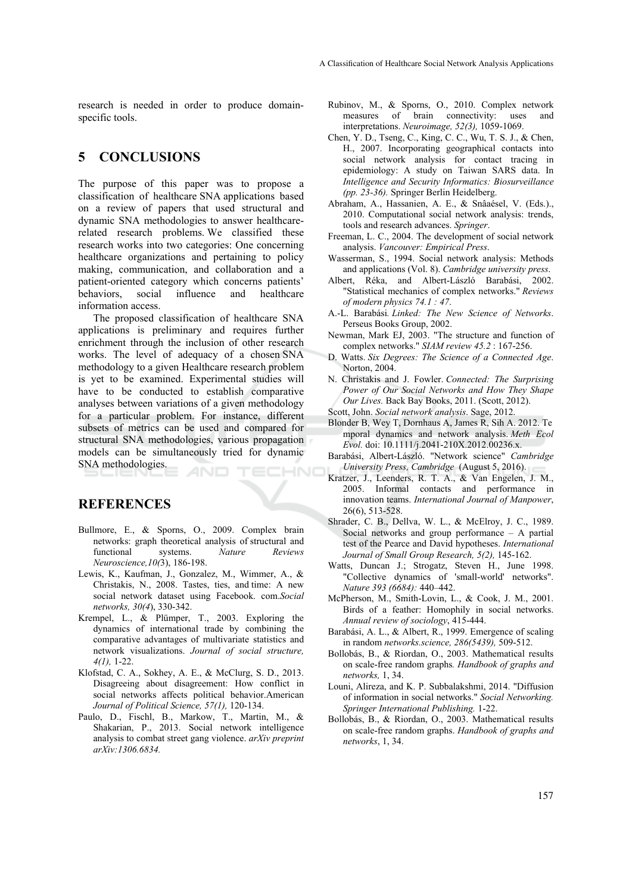research is needed in order to produce domain-specific tools.

## 5 CONCLUSIONS

The purpose of this paper was to propose a classification of healthcare SNA applications based on a review of papers that used structural and dynamic SNA methodologies to answer healthcare-related research problems. We classified these research works into two categories: One concerning healthcare organizations and pertaining to policy making, communication, and collaboration and a patient-oriented category which concerns patients' behaviors, social influence and healthcare information access.

The proposed classification of healthcare SNA applications is preliminary and requires further enrichment through the inclusion of other research works. The level of adequacy of a chosen SNA methodology to a given Healthcare research problem is yet to be examined. Experimental studies will have to be conducted to establish comparative analyses between variations of a given methodology for a particular problem. For instance, different subsets of metrics can be used and compared for structural SNA methodologies, various propagation models can be simultaneously tried for dynamic SNA methodologies.

## REFERENCES

Bullmore, E., & Sporns, O., 2009. Complex brain networks: graph theoretical analysis of structural and functional systems. *Nature Reviews Neuroscience,10(*3), 186-198.

Lewis, K., Kaufman, J., Gonzalez, M., Wimmer, A., & Christakis, N., 2008. Tastes, ties, and time: A new social network dataset using Facebook. com.*Social networks, 30(4*), 330-342.

Krempel, L., & Plümper, T., 2003. Exploring the dynamics of international trade by combining the comparative advantages of multivariate statistics and network visualizations. *Journal of social structure, 4(1),* 1-22.

Klofstad, C. A., Sokhey, A. E., & McClurg, S. D., 2013. Disagreeing about disagreement: How conflict in social networks affects political behavior.American Journal of Political Science, *57(1),* 120-134.

Paulo, D., Fischl, B., Markow, T., Martin, M., & Shakarian, P., 2013. Social network intelligence analysis to combat street gang violence. *arXiv preprint arXiv:1306.6834.*

Rubinov, M., & Sporns, O., 2010. Complex network measures of brain connectivity: uses and interpretations. *Neuroimage, 52(3),* 1059-1069.

Chen, Y. D., Tseng, C., King, C. C., Wu, T. S. J., & Chen, H., 2007. Incorporating geographical contacts into social network analysis for contact tracing in epidemiology: A study on Taiwan SARS data. In *Intelligence and Security Informatics: Biosurveillance (pp. 23-36).* Springer Berlin Heidelberg.

Abraham, A., Hassanien, A. E., & Snâaésel, V. (Eds.)., 2010. Computational social network analysis: trends, tools and research advances. *Springer*.

Freeman, L. C., 2004. The development of social network analysis. *Vancouver: Empirical Press*.

Wasserman, S., 1994. Social network analysis: Methods and applications (Vol. 8). *Cambridge university press*.

Albert, Réka, and Albert-László Barabási, 2002. "Statistical mechanics of complex networks." *Reviews of modern physics 74.1 : 47*.

A.-L. Barabási. *Linked: The New Science of Networks*. Perseus Books Group, 2002.

Newman, Mark EJ, 2003. "The structure and function of complex networks." *SIAM review 45.2* : 167-256.

D. Watts. *Six Degrees: The Science of a Connected Age*. Norton, 2004.

N. Christakis and J. Fowler. *Connected: The Surprising Power of Our Social Networks and How They Shape Our Lives.* Back Bay Books, 2011. (Scott, 2012).

Scott, John. *Social network analysis*. Sage, 2012.

Blonder B, Wey T, Dornhaus A, James R, Sih A. 2012. Temporal dynamics and network analysis. *Meth Ecol Evol.* doi: 10.1111/j.2041-210X.2012.00236.x.

Barabási, Albert-László. "Network science" *Cambridge University Press, Cambridge* (August 5, 2016).

Kratzer, J., Leenders, R. T. A., & Van Engelen, J. M., 2005. Informal contacts and performance in innovation teams. *International Journal of Manpower*, 26(6), 513-528.

Shrader, C. B., Dellva, W. L., & McElroy, J. C., 1989. Social networks and group performance – A partial test of the Pearce and David hypotheses. *International Journal of Small Group Research, 5(2),* 145-162.

Watts, Duncan J.; Strogatz, Steven H., June 1998. "Collective dynamics of 'small-world' networks". *Nature 393 (6684):* 440–442.

McPherson, M., Smith-Lovin, L., & Cook, J. M., 2001. Birds of a feather: Homophily in social networks. *Annual review of sociology*, 415-444.

Barabási, A. L., & Albert, R., 1999. Emergence of scaling in random *networks.science, 286(5439),* 509-512.

Bollobás, B., & Riordan, O., 2003. Mathematical results on scale-free random graphs*. Handbook of graphs and networks,* 1, 34.

Louni, Alireza, and K. P. Subbalakshmi, 2014. "Diffusion of information in social networks." *Social Networking. Springer International Publishing.* 1-22.

Bollobás, B., & Riordan, O., 2003. Mathematical results on scale-free random graphs. *Handbook of graphs and networks*, 1, 34.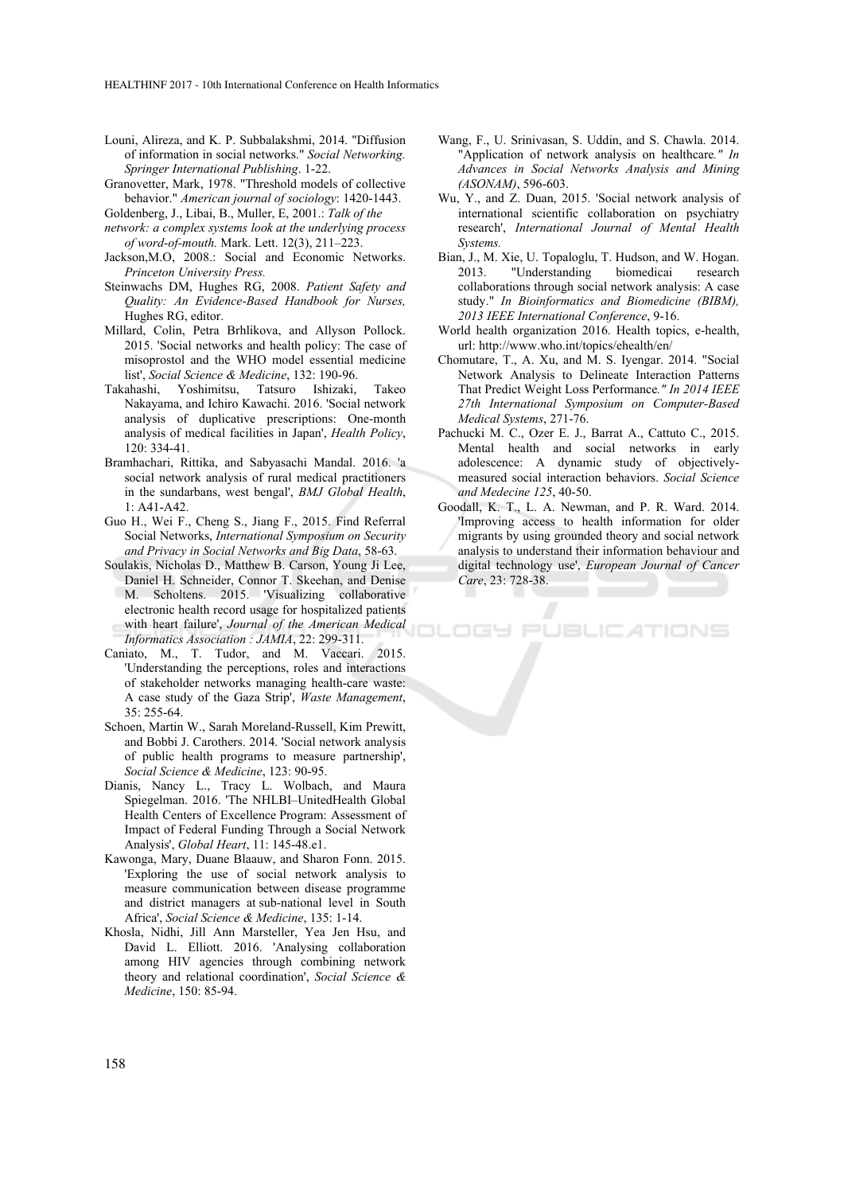Louni, Alireza, and K. P. Subbalakshmi, 2014. "Diffusion of information in social networks." *Social Networking. Springer International Publishing*. 1-22.

Granovetter, Mark, 1978. "Threshold models of collective behavior." *American journal of sociology*: 1420-1443.

Goldenberg, J., Libai, B., Muller, E, 2001.: *Talk of the network: a complex systems look at the underlying process of word-of-mouth.* Mark. Lett. 12(3), 211–223.

Jackson,M.O, 2008.: Social and Economic Networks. *Princeton University Press.*

Steinwachs DM, Hughes RG, 2008. *Patient Safety and Quality: An Evidence-Based Handbook for Nurses,* Hughes RG, editor.

Millard, Colin, Petra Brhlikova, and Allyson Pollock. 2015. 'Social networks and health policy: The case of misoprostol and the WHO model essential medicine list', *Social Science & Medicine*, 132: 190-96.

Takahashi, Yoshimitsu, Tatsuro Ishizaki, Takeo Nakayama, and Ichiro Kawachi. 2016. 'Social network analysis of duplicative prescriptions: One-month analysis of medical facilities in Japan', *Health Policy*, 120: 334-41.

Bramhachari, Rittika, and Sabyasachi Mandal. 2016. 'a social network analysis of rural medical practitioners in the sundarbans, west bengal', *BMJ Global Health*, 1: A41-A42.

Guo H., Wei F., Cheng S., Jiang F., 2015. Find Referral Social Networks, *International Symposium on Security and Privacy in Social Networks and Big Data*, 58-63.

Soulakis, Nicholas D., Matthew B. Carson, Young Ji Lee, Daniel H. Schneider, Connor T. Skeehan, and Denise M. Scholtens. 2015. 'Visualizing collaborative electronic health record usage for hospitalized patients with heart failure', *Journal of the American Medical Informatics Association : JAMIA*, 22: 299-311.

Caniato, M., T. Tudor, and M. Vaccari. 2015. 'Understanding the perceptions, roles and interactions of stakeholder networks managing health-care waste: A case study of the Gaza Strip', *Waste Management*, 35: 255-64.

Schoen, Martin W., Sarah Moreland-Russell, Kim Prewitt, and Bobbi J. Carothers. 2014. 'Social network analysis of public health programs to measure partnership', *Social Science & Medicine*, 123: 90-95.

Dianis, Nancy L., Tracy L. Wolbach, and Maura Spiegelman. 2016. 'The NHLBI–UnitedHealth Global Health Centers of Excellence Program: Assessment of Impact of Federal Funding Through a Social Network Analysis', *Global Heart*, 11: 145-48.e1.

Kawonga, Mary, Duane Blaauw, and Sharon Fonn. 2015. 'Exploring the use of social network analysis to measure communication between disease programme and district managers at sub-national level in South Africa', *Social Science & Medicine*, 135: 1-14.

Khosla, Nidhi, Jill Ann Marsteller, Yea Jen Hsu, and David L. Elliott. 2016. 'Analysing collaboration among HIV agencies through combining network theory and relational coordination', *Social Science & Medicine*, 150: 85-94.

Wang, F., U. Srinivasan, S. Uddin, and S. Chawla. 2014. "Application of network analysis on healthcare*." In Advances in Social Networks Analysis and Mining (ASONAM)*, 596-603.

Wu, Y., and Z. Duan, 2015. 'Social network analysis of international scientific collaboration on psychiatry research', *International Journal of Mental Health Systems.*

Bian, J., M. Xie, U. Topaloglu, T. Hudson, and W. Hogan. 2013. "Understanding biomedicai research collaborations through social network analysis: A case study." *In Bioinformatics and Biomedicine (BIBM), 2013 IEEE International Conference*, 9-16.

World health organization 2016. Health topics, e-health, url: http://www.who.int/topics/ehealth/en/

Chomutare, T., A. Xu, and M. S. Iyengar. 2014. "Social Network Analysis to Delineate Interaction Patterns That Predict Weight Loss Performance*." In 2014 IEEE 27th International Symposium on Computer-Based Medical Systems*, 271-76.

Pachucki M. C., Ozer E. J., Barrat A., Cattuto C., 2015. Mental health and social networks in early adolescence: A dynamic study of objectively-measured social interaction behaviors. *Social Science and Medecine 125*, 40-50.

Goodall, K. T., L. A. Newman, and P. R. Ward. 2014. 'Improving access to health information for older migrants by using grounded theory and social network analysis to understand their information behaviour and digital technology use', *European Journal of Cancer Care*, 23: 728-38.